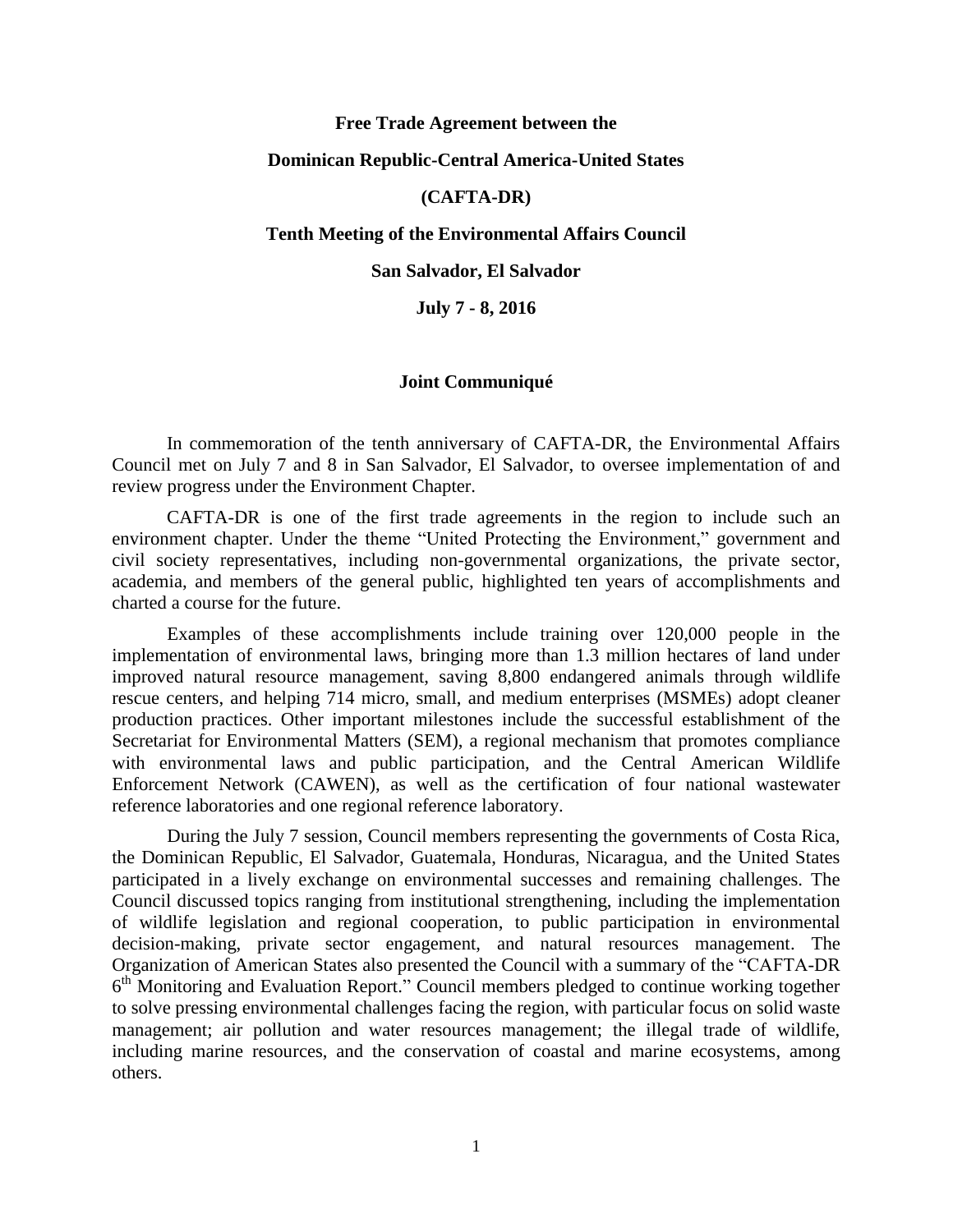**Free Trade Agreement between the**

**Dominican Republic-Central America-United States**

**(CAFTA-DR)**

**Tenth Meeting of the Environmental Affairs Council**

**San Salvador, El Salvador**

**July 7 - 8, 2016**

**Joint Communiqué**

In commemoration of the tenth anniversary of CAFTA-DR, the Environmental Affairs Council met on July 7 and 8 in San Salvador, El Salvador, to oversee implementation of and review progress under the Environment Chapter.

CAFTA-DR is one of the first trade agreements in the region to include such an environment chapter. Under the theme "United Protecting the Environment," government and civil society representatives, including non-governmental organizations, the private sector, academia, and members of the general public, highlighted ten years of accomplishments and charted a course for the future.

Examples of these accomplishments include training over 120,000 people in the implementation of environmental laws, bringing more than 1.3 million hectares of land under improved natural resource management, saving 8,800 endangered animals through wildlife rescue centers, and helping 714 micro, small, and medium enterprises (MSMEs) adopt cleaner production practices. Other important milestones include the successful establishment of the Secretariat for Environmental Matters (SEM), a regional mechanism that promotes compliance with environmental laws and public participation, and the Central American Wildlife Enforcement Network (CAWEN), as well as the certification of four national wastewater reference laboratories and one regional reference laboratory.

During the July 7 session, Council members representing the governments of Costa Rica, the Dominican Republic, El Salvador, Guatemala, Honduras, Nicaragua, and the United States participated in a lively exchange on environmental successes and remaining challenges. The Council discussed topics ranging from institutional strengthening, including the implementation of wildlife legislation and regional cooperation, to public participation in environmental decision-making, private sector engagement, and natural resources management. The Organization of American States also presented the Council with a summary of the "CAFTA-DR 6th Monitoring and Evaluation Report." Council members pledged to continue working together to solve pressing environmental challenges facing the region, with particular focus on solid waste management; air pollution and water resources management; the illegal trade of wildlife, including marine resources, and the conservation of coastal and marine ecosystems, among others.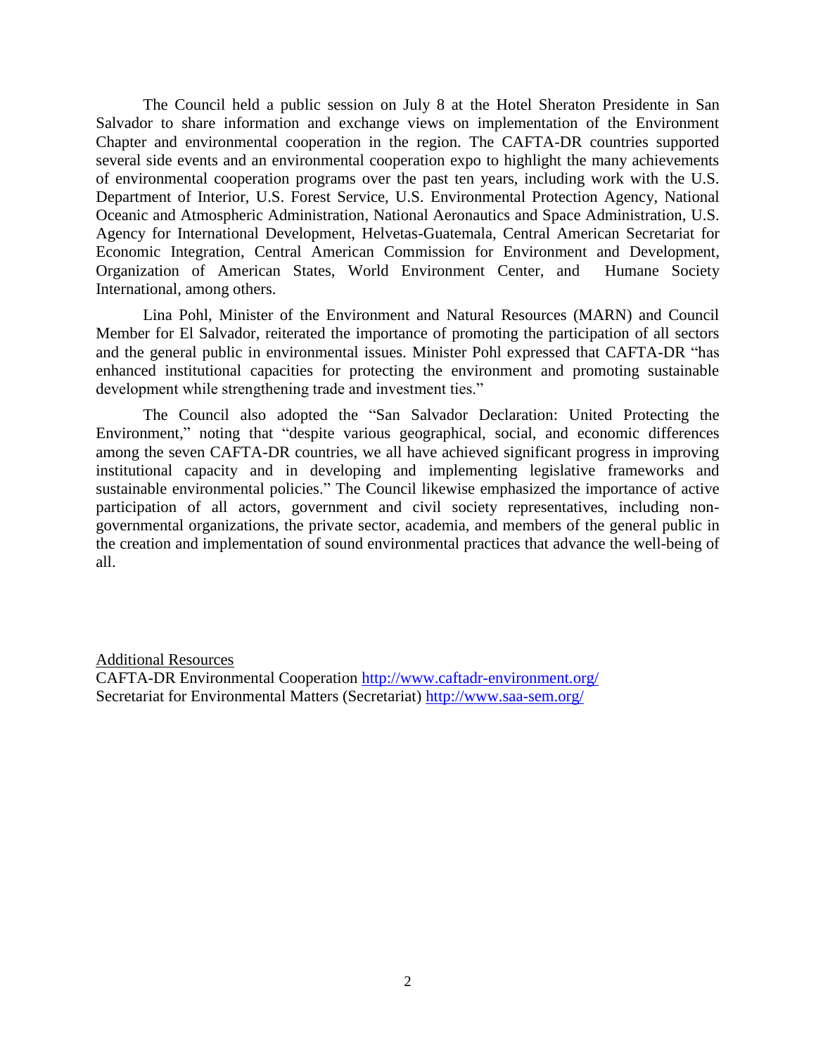The Council held a public session on July 8 at the Hotel Sheraton Presidente in San Salvador to share information and exchange views on implementation of the Environment Chapter and environmental cooperation in the region. The CAFTA-DR countries supported several side events and an environmental cooperation expo to highlight the many achievements of environmental cooperation programs over the past ten years, including work with the U.S. Department of Interior, U.S. Forest Service, U.S. Environmental Protection Agency, National Oceanic and Atmospheric Administration, National Aeronautics and Space Administration, U.S. Agency for International Development, Helvetas-Guatemala, Central American Secretariat for Economic Integration, Central American Commission for Environment and Development, Organization of American States, World Environment Center, and Humane Society International, among others.

Lina Pohl, Minister of the Environment and Natural Resources (MARN) and Council Member for El Salvador, reiterated the importance of promoting the participation of all sectors and the general public in environmental issues. Minister Pohl expressed that CAFTA-DR "has enhanced institutional capacities for protecting the environment and promoting sustainable development while strengthening trade and investment ties."

The Council also adopted the "San Salvador Declaration: United Protecting the Environment," noting that "despite various geographical, social, and economic differences among the seven CAFTA-DR countries, we all have achieved significant progress in improving institutional capacity and in developing and implementing legislative frameworks and sustainable environmental policies." The Council likewise emphasized the importance of active participation of all actors, government and civil society representatives, including non-governmental organizations, the private sector, academia, and members of the general public in the creation and implementation of sound environmental practices that advance the well-being of all.

Additional Resources

CAFTA-DR Environmental Cooperation http://www.caftadr-environment.org/
Secretariat for Environmental Matters (Secretariat) http://www.saa-sem.org/